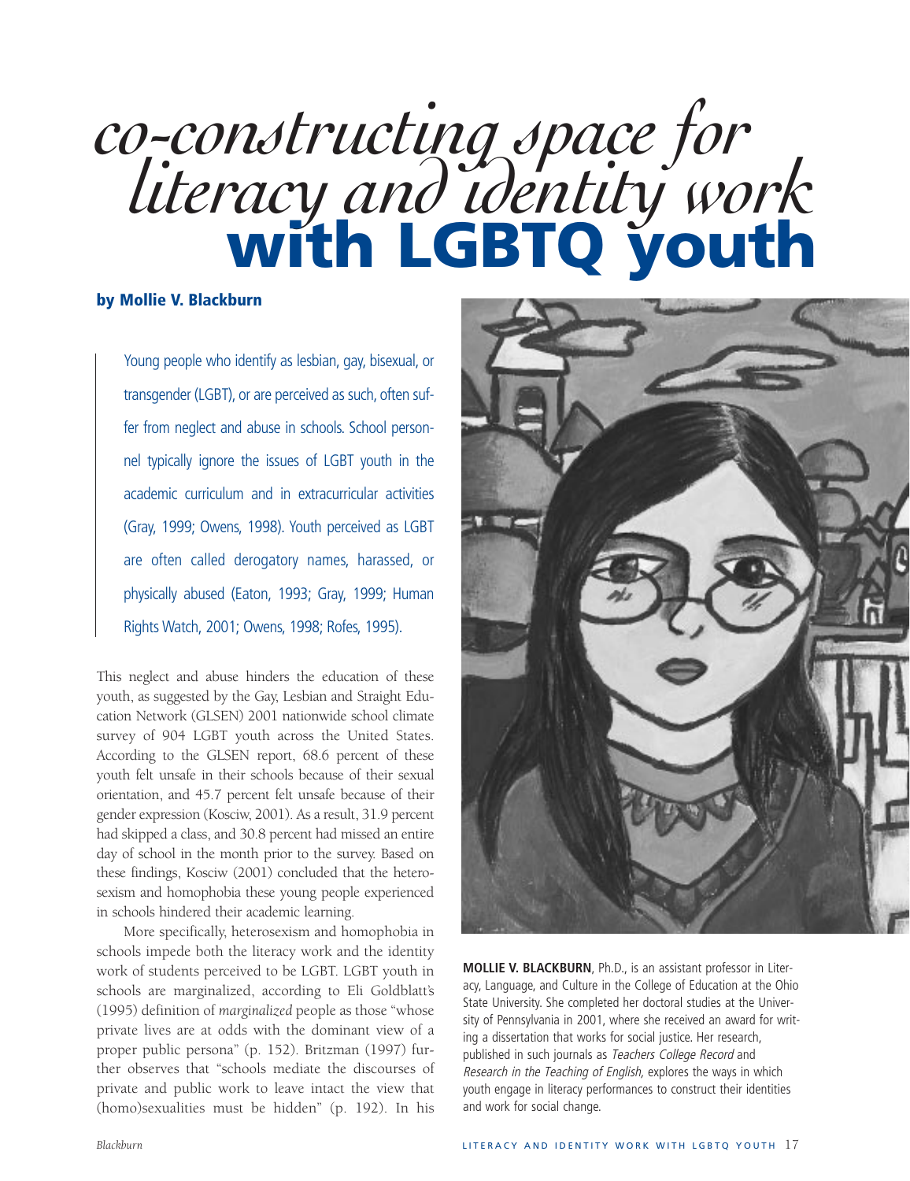# co-constructing space for literacy and identity work with LGBTQ youth

**by Mollie V. Blackburn**

Young people who identify as lesbian, gay, bisexual, or transgender (LGBT), or are perceived as such, often suffer from neglect and abuse in schools. School personnel typically ignore the issues of LGBT youth in the academic curriculum and in extracurricular activities (Gray, 1999; Owens, 1998). Youth perceived as LGBT are often called derogatory names, harassed, or physically abused (Eaton, 1993; Gray, 1999; Human Rights Watch, 2001; Owens, 1998; Rofes, 1995).

This neglect and abuse hinders the education of these youth, as suggested by the Gay, Lesbian and Straight Education Network (GLSEN) 2001 nationwide school climate survey of 904 LGBT youth across the United States. According to the GLSEN report, 68.6 percent of these youth felt unsafe in their schools because of their sexual orientation, and 45.7 percent felt unsafe because of their gender expression (Kosciw, 2001). As a result, 31.9 percent had skipped a class, and 30.8 percent had missed an entire day of school in the month prior to the survey. Based on these findings, Kosciw (2001) concluded that the heterosexism and homophobia these young people experienced in schools hindered their academic learning.

More specifically, heterosexism and homophobia in schools impede both the literacy work and the identity work of students perceived to be LGBT. LGBT youth in schools are marginalized, according to Eli Goldblatt's (1995) definition of *marginalized* people as those "whose private lives are at odds with the dominant view of a proper public persona" (p. 152). Britzman (1997) further observes that "schools mediate the discourses of private and public work to leave intact the view that (homo)sexualities must be hidden" (p. 192). In his

**MOLLIE V. BLACKBURN**, Ph.D., is an assistant professor in Literacy, Language, and Culture in the College of Education at the Ohio State University. She completed her doctoral studies at the University of Pennsylvania in 2001, where she received an award for writing a dissertation that works for social justice. Her research, published in such journals as *Teachers College Record* and *Research in the Teaching of English,* explores the ways in which youth engage in literacy performances to construct their identities and work for social change.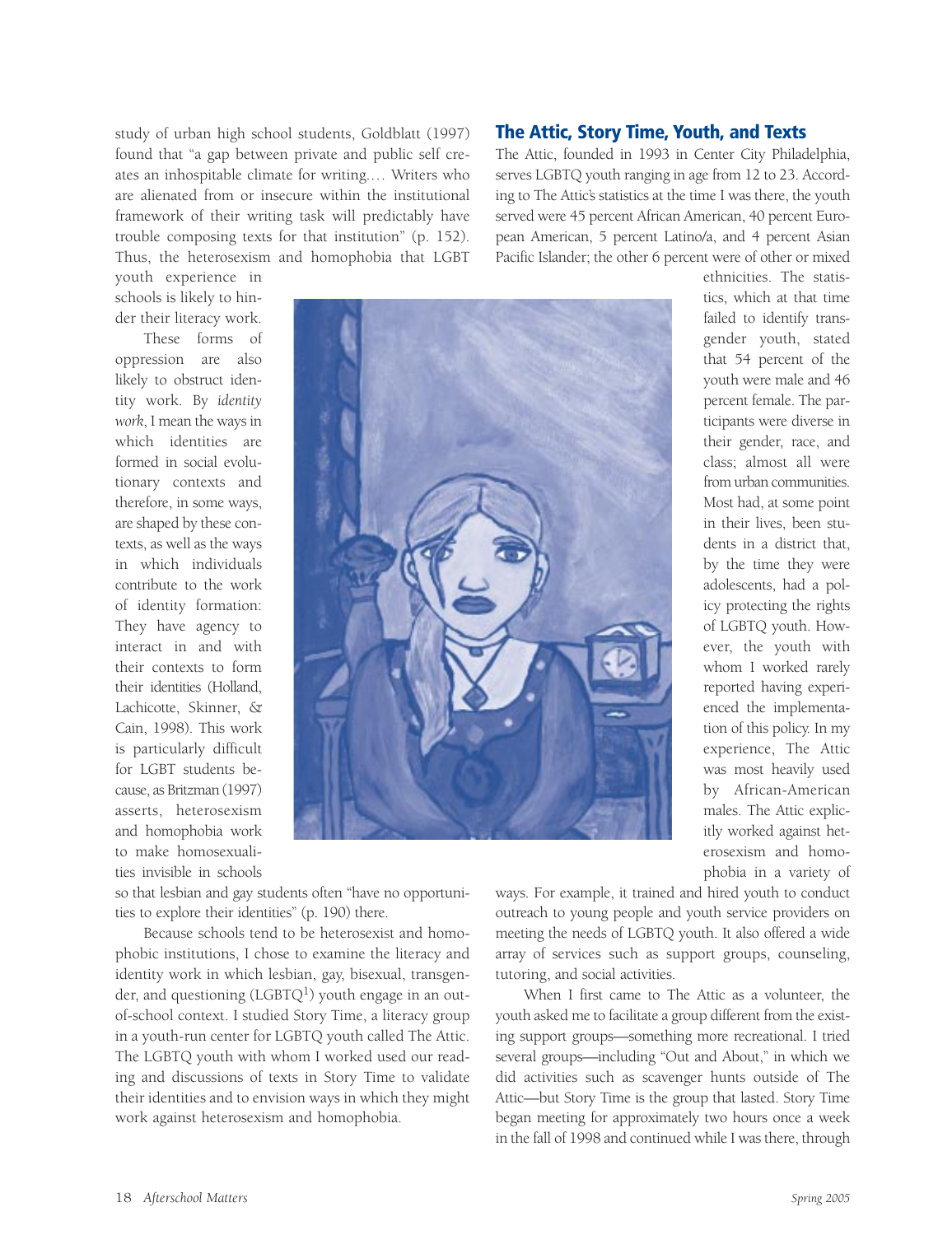study of urban high school students, Goldblatt (1997) found that "a gap between private and public self creates an inhospitable climate for writing.… Writers who are alienated from or insecure within the institutional framework of their writing task will predictably have trouble composing texts for that institution" (p. 152). Thus, the heterosexism and homophobia that LGBT youth experience in schools is likely to hinder their literacy work.

These forms of oppression are also likely to obstruct identity work. By *identity work*, I mean the ways in which identities are formed in social evolutionary contexts and therefore, in some ways, are shaped by these contexts, as well as the ways in which individuals contribute to the work of identity formation: They have agency to interact in and with their contexts to form their identities (Holland, Lachicotte, Skinner, & Cain, 1998). This work is particularly difficult for LGBT students because, as Britzman (1997) asserts, heterosexism and homophobia work to make homosexualities invisible in schools so that lesbian and gay students often "have no opportunities to explore their identities" (p. 190) there.

Because schools tend to be heterosexist and homophobic institutions, I chose to examine the literacy and identity work in which lesbian, gay, bisexual, transgender, and questioning (LGBTQ[1]) youth engage in an out-of-school context. I studied Story Time, a literacy group in a youth-run center for LGBTQ youth called The Attic. The LGBTQ youth with whom I worked used our reading and discussions of texts in Story Time to validate their identities and to envision ways in which they might work against heterosexism and homophobia.

## The Attic, Story Time, Youth, and Texts

The Attic, founded in 1993 in Center City Philadelphia, serves LGBTQ youth ranging in age from 12 to 23. According to The Attic's statistics at the time I was there, the youth served were 45 percent African American, 40 percent European American, 5 percent Latino/a, and 4 percent Asian Pacific Islander; the other 6 percent were of other or mixed ethnicities. The statistics, which at that time failed to identify transgender youth, stated that 54 percent of the youth were male and 46 percent female. The participants were diverse in their gender, race, and class; almost all were from urban communities. Most had, at some point in their lives, been students in a district that, by the time they were adolescents, had a policy protecting the rights of LGBTQ youth. However, the youth with whom I worked rarely reported having experienced the implementation of this policy. In my experience, The Attic was most heavily used by African-American males. The Attic explicitly worked against heterosexism and homophobia in a variety of ways. For example, it trained and hired youth to conduct outreach to young people and youth service providers on meeting the needs of LGBTQ youth. It also offered a wide array of services such as support groups, counseling, tutoring, and social activities.

When I first came to The Attic as a volunteer, the youth asked me to facilitate a group different from the existing support groups—something more recreational. I tried several groups—including "Out and About," in which we did activities such as scavenger hunts outside of The Attic—but Story Time is the group that lasted. Story Time began meeting for approximately two hours once a week in the fall of 1998 and continued while I was there, through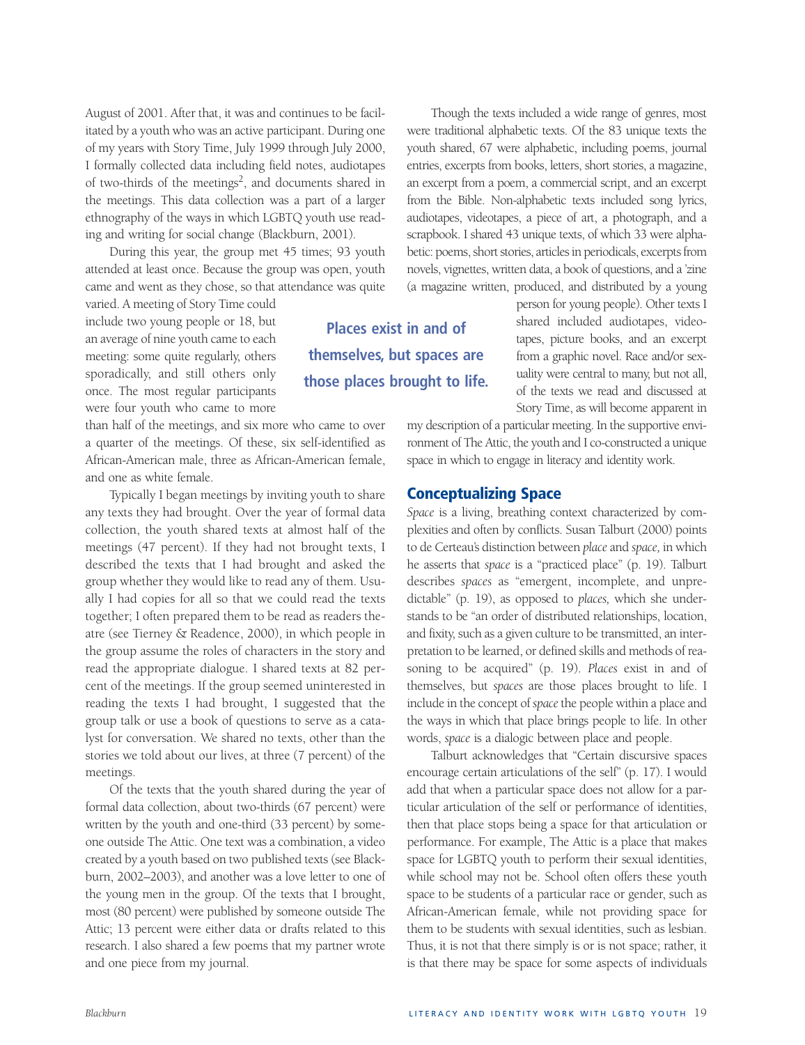August of 2001. After that, it was and continues to be facilitated by a youth who was an active participant. During one of my years with Story Time, July 1999 through July 2000, I formally collected data including field notes, audiotapes of two-thirds of the meetings[2], and documents shared in the meetings. This data collection was a part of a larger ethnography of the ways in which LGBTQ youth use reading and writing for social change (Blackburn, 2001).

During this year, the group met 45 times; 93 youth attended at least once. Because the group was open, youth came and went as they chose, so that attendance was quite varied. A meeting of Story Time could include two young people or 18, but an average of nine youth came to each meeting: some quite regularly, others sporadically, and still others only once. The most regular participants were four youth who came to more than half of the meetings, and six more who came to over a quarter of the meetings. Of these, six self-identified as African-American male, three as African-American female, and one as white female.

Typically I began meetings by inviting youth to share any texts they had brought. Over the year of formal data collection, the youth shared texts at almost half of the meetings (47 percent). If they had not brought texts, I described the texts that I had brought and asked the group whether they would like to read any of them. Usually I had copies for all so that we could read the texts together; I often prepared them to be read as readers theatre (see Tierney & Readence, 2000), in which people in the group assume the roles of characters in the story and read the appropriate dialogue. I shared texts at 82 percent of the meetings. If the group seemed uninterested in reading the texts I had brought, I suggested that the group talk or use a book of questions to serve as a catalyst for conversation. We shared no texts, other than the stories we told about our lives, at three (7 percent) of the meetings.

Of the texts that the youth shared during the year of formal data collection, about two-thirds (67 percent) were written by the youth and one-third (33 percent) by someone outside The Attic. One text was a combination, a video created by a youth based on two published texts (see Blackburn, 2002–2003), and another was a love letter to one of the young men in the group. Of the texts that I brought, most (80 percent) were published by someone outside The Attic; 13 percent were either data or drafts related to this research. I also shared a few poems that my partner wrote and one piece from my journal.

Though the texts included a wide range of genres, most were traditional alphabetic texts. Of the 83 unique texts the youth shared, 67 were alphabetic, including poems, journal entries, excerpts from books, letters, short stories, a magazine, an excerpt from a poem, a commercial script, and an excerpt from the Bible. Non-alphabetic texts included song lyrics, audiotapes, videotapes, a piece of art, a photograph, and a scrapbook. I shared 43 unique texts, of which 33 were alphabetic: poems, short stories, articles in periodicals, excerpts from novels, vignettes, written data, a book of questions, and a 'zine (a magazine written, produced, and distributed by a young person for young people). Other texts I shared included audiotapes, videotapes, picture books, and an excerpt from a graphic novel. Race and/or sexuality were central to many, but not all, of the texts we read and discussed at Story Time, as will become apparent in my description of a particular meeting. In the supportive environment of The Attic, the youth and I co-constructed a unique space in which to engage in literacy and identity work.

**Places exist in and of themselves, but spaces are those places brought to life.**

## Conceptualizing Space

*Space* is a living, breathing context characterized by complexities and often by conflicts. Susan Talburt (2000) points to de Certeau's distinction between *place* and *space,* in which he asserts that *space* is a "practiced place" (p. 19). Talburt describes *spaces* as "emergent, incomplete, and unpredictable" (p. 19), as opposed to *places,* which she understands to be "an order of distributed relationships, location, and fixity, such as a given culture to be transmitted, an interpretation to be learned, or defined skills and methods of reasoning to be acquired" (p. 19). *Places* exist in and of themselves, but *spaces* are those places brought to life. I include in the concept of *space* the people within a place and the ways in which that place brings people to life. In other words, *space* is a dialogic between place and people.

Talburt acknowledges that "Certain discursive spaces encourage certain articulations of the self" (p. 17). I would add that when a particular space does not allow for a particular articulation of the self or performance of identities, then that place stops being a space for that articulation or performance. For example, The Attic is a place that makes space for LGBTQ youth to perform their sexual identities, while school may not be. School often offers these youth space to be students of a particular race or gender, such as African-American female, while not providing space for them to be students with sexual identities, such as lesbian. Thus, it is not that there simply is or is not space; rather, it is that there may be space for some aspects of individuals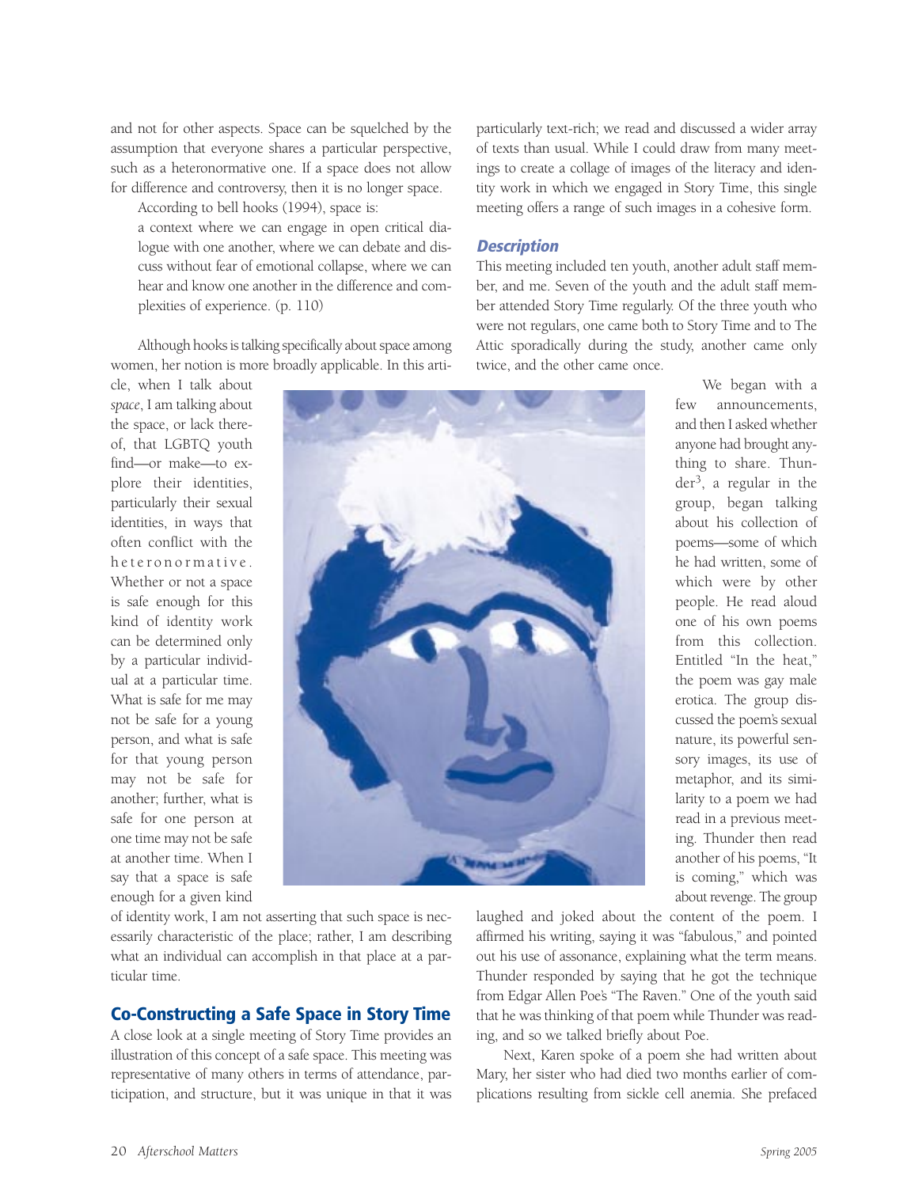and not for other aspects. Space can be squelched by the assumption that everyone shares a particular perspective, such as a heteronormative one. If a space does not allow for difference and controversy, then it is no longer space.

According to bell hooks (1994), space is:

> a context where we can engage in open critical dialogue with one another, where we can debate and discuss without fear of emotional collapse, where we can hear and know one another in the difference and complexities of experience. (p. 110)

Although hooks is talking specifically about space among women, her notion is more broadly applicable. In this article, when I talk about *space*, I am talking about the space, or lack thereof, that LGBTQ youth find—or make—to explore their identities, particularly their sexual identities, in ways that often conflict with the heteronormative. Whether or not a space is safe enough for this kind of identity work can be determined only by a particular individual at a particular time. What is safe for me may not be safe for a young person, and what is safe for that young person may not be safe for another; further, what is safe for one person at one time may not be safe at another time. When I say that a space is safe enough for a given kind of identity work, I am not asserting that such space is necessarily characteristic of the place; rather, I am describing what an individual can accomplish in that place at a particular time.

## Co-Constructing a Safe Space in Story Time

A close look at a single meeting of Story Time provides an illustration of this concept of a safe space. This meeting was representative of many others in terms of attendance, participation, and structure, but it was unique in that it was particularly text-rich; we read and discussed a wider array of texts than usual. While I could draw from many meetings to create a collage of images of the literacy and identity work in which we engaged in Story Time, this single meeting offers a range of such images in a cohesive form.

### *Description*

This meeting included ten youth, another adult staff member, and me. Seven of the youth and the adult staff member attended Story Time regularly. Of the three youth who were not regulars, one came both to Story Time and to The Attic sporadically during the study, another came only twice, and the other came once.

We began with a few announcements, and then I asked whether anyone had brought anything to share. Thunder[3], a regular in the group, began talking about his collection of poems—some of which he had written, some of which were by other people. He read aloud one of his own poems from this collection. Entitled "In the heat," the poem was gay male erotica. The group discussed the poem's sexual nature, its powerful sensory images, its use of metaphor, and its similarity to a poem we had read in a previous meeting. Thunder then read another of his poems, "It is coming," which was about revenge. The group laughed and joked about the content of the poem. I affirmed his writing, saying it was "fabulous," and pointed out his use of assonance, explaining what the term means. Thunder responded by saying that he got the technique from Edgar Allen Poe's "The Raven." One of the youth said that he was thinking of that poem while Thunder was reading, and so we talked briefly about Poe.

Next, Karen spoke of a poem she had written about Mary, her sister who had died two months earlier of complications resulting from sickle cell anemia. She prefaced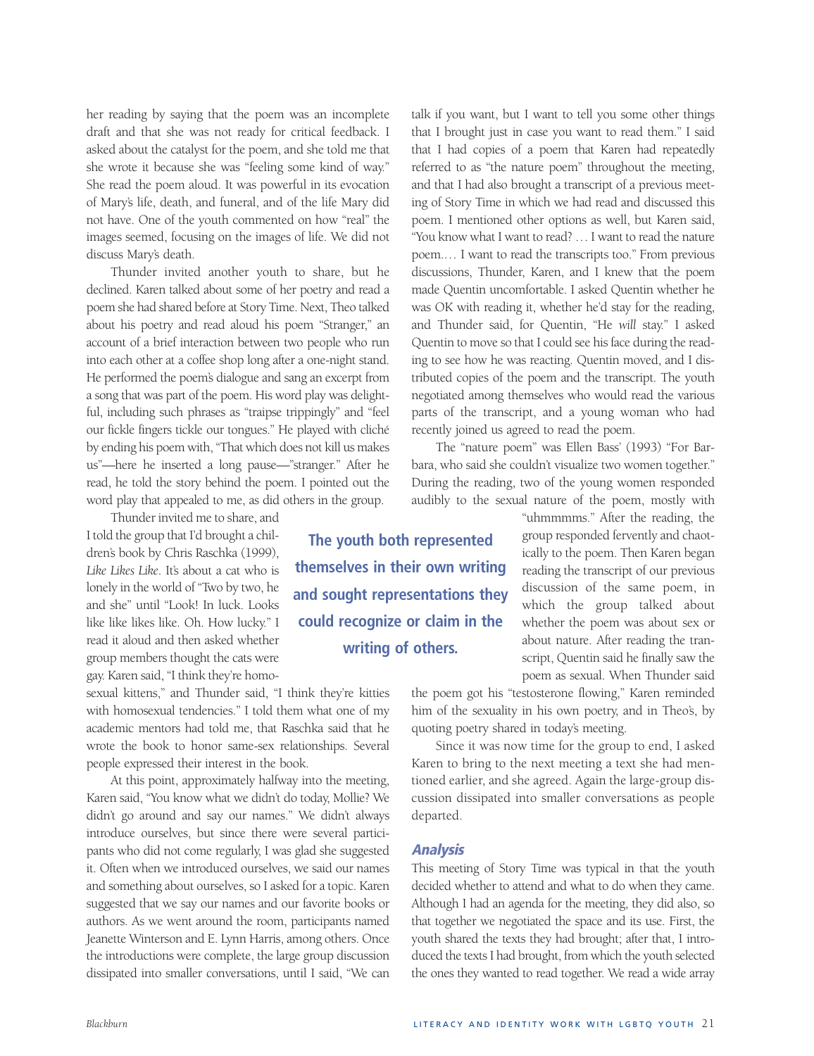her reading by saying that the poem was an incomplete draft and that she was not ready for critical feedback. I asked about the catalyst for the poem, and she told me that she wrote it because she was "feeling some kind of way." She read the poem aloud. It was powerful in its evocation of Mary's life, death, and funeral, and of the life Mary did not have. One of the youth commented on how "real" the images seemed, focusing on the images of life. We did not discuss Mary's death.

Thunder invited another youth to share, but he declined. Karen talked about some of her poetry and read a poem she had shared before at Story Time. Next, Theo talked about his poetry and read aloud his poem "Stranger," an account of a brief interaction between two people who run into each other at a coffee shop long after a one-night stand. He performed the poem's dialogue and sang an excerpt from a song that was part of the poem. His word play was delightful, including such phrases as "traipse trippingly" and "feel our fickle fingers tickle our tongues." He played with cliché by ending his poem with, "That which does not kill us makes us"—here he inserted a long pause—"stranger." After he read, he told the story behind the poem. I pointed out the word play that appealed to me, as did others in the group.

Thunder invited me to share, and I told the group that I'd brought a children's book by Chris Raschka (1999), *Like Likes Like*. It's about a cat who is lonely in the world of "Two by two, he and she" until "Look! In luck. Looks like like likes like. Oh. How lucky." I read it aloud and then asked whether group members thought the cats were gay. Karen said, "I think they're homosexual kittens," and Thunder said, "I think they're kitties with homosexual tendencies." I told them what one of my academic mentors had told me, that Raschka said that he wrote the book to honor same-sex relationships. Several people expressed their interest in the book.

**The youth both represented themselves in their own writing and sought representations they could recognize or claim in the writing of others.**

At this point, approximately halfway into the meeting, Karen said, "You know what we didn't do today, Mollie? We didn't go around and say our names." We didn't always introduce ourselves, but since there were several participants who did not come regularly, I was glad she suggested it. Often when we introduced ourselves, we said our names and something about ourselves, so I asked for a topic. Karen suggested that we say our names and our favorite books or authors. As we went around the room, participants named Jeanette Winterson and E. Lynn Harris, among others. Once the introductions were complete, the large group discussion dissipated into smaller conversations, until I said, "We can talk if you want, but I want to tell you some other things that I brought just in case you want to read them." I said that I had copies of a poem that Karen had repeatedly referred to as "the nature poem" throughout the meeting, and that I had also brought a transcript of a previous meeting of Story Time in which we had read and discussed this poem. I mentioned other options as well, but Karen said, "You know what I want to read? … I want to read the nature poem.… I want to read the transcripts too." From previous discussions, Thunder, Karen, and I knew that the poem made Quentin uncomfortable. I asked Quentin whether he was OK with reading it, whether he'd stay for the reading, and Thunder said, for Quentin, "He *will* stay." I asked Quentin to move so that I could see his face during the reading to see how he was reacting. Quentin moved, and I distributed copies of the poem and the transcript. The youth negotiated among themselves who would read the various parts of the transcript, and a young woman who had recently joined us agreed to read the poem.

The "nature poem" was Ellen Bass' (1993) "For Barbara, who said she couldn't visualize two women together." During the reading, two of the young women responded audibly to the sexual nature of the poem, mostly with "uhmmmms." After the reading, the group responded fervently and chaotically to the poem. Then Karen began reading the transcript of our previous discussion of the same poem, in which the group talked about whether the poem was about sex or about nature. After reading the transcript, Quentin said he finally saw the poem as sexual. When Thunder said the poem got his "testosterone flowing," Karen reminded him of the sexuality in his own poetry, and in Theo's, by quoting poetry shared in today's meeting.

Since it was now time for the group to end, I asked Karen to bring to the next meeting a text she had mentioned earlier, and she agreed. Again the large-group discussion dissipated into smaller conversations as people departed.

### *Analysis*

This meeting of Story Time was typical in that the youth decided whether to attend and what to do when they came. Although I had an agenda for the meeting, they did also, so that together we negotiated the space and its use. First, the youth shared the texts they had brought; after that, I introduced the texts I had brought, from which the youth selected the ones they wanted to read together. We read a wide array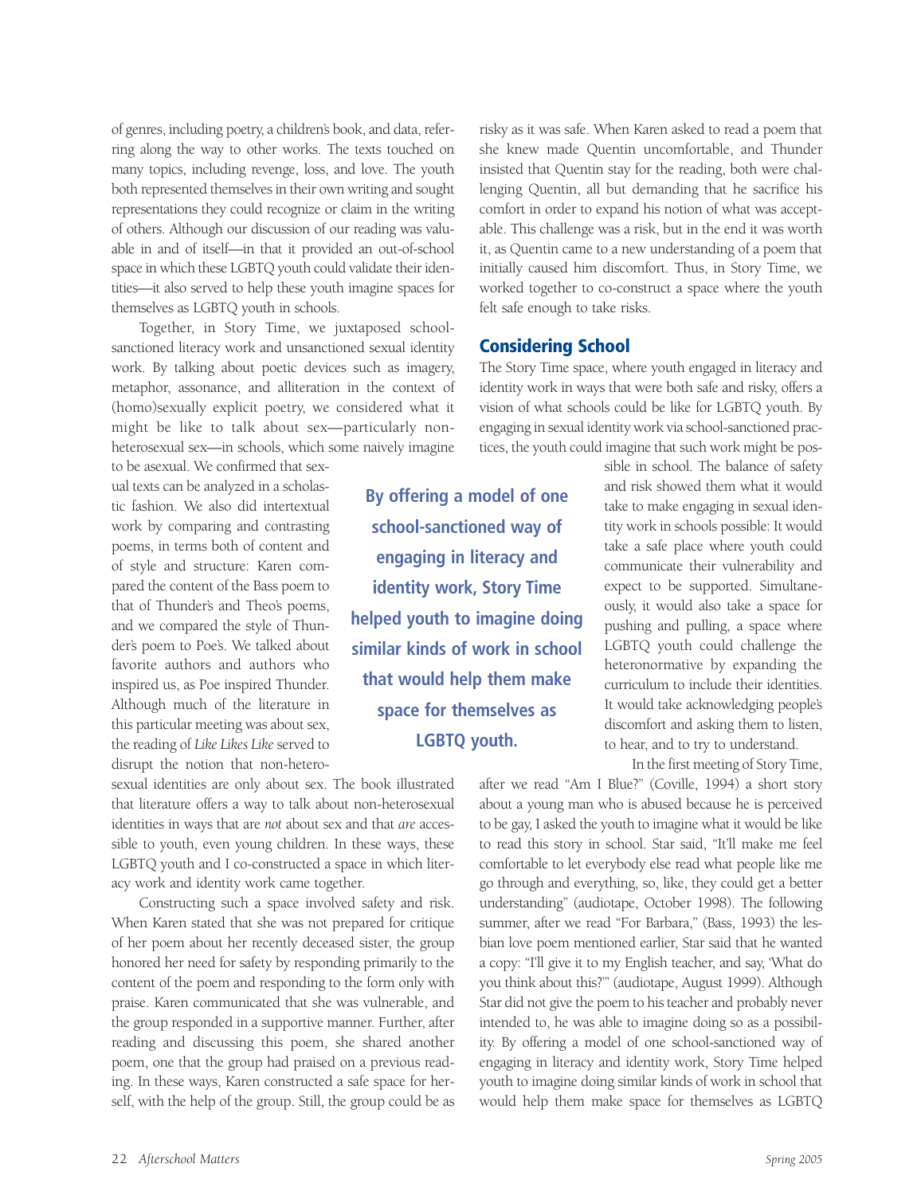of genres, including poetry, a children's book, and data, referring along the way to other works. The texts touched on many topics, including revenge, loss, and love. The youth both represented themselves in their own writing and sought representations they could recognize or claim in the writing of others. Although our discussion of our reading was valuable in and of itself—in that it provided an out-of-school space in which these LGBTQ youth could validate their identities—it also served to help these youth imagine spaces for themselves as LGBTQ youth in schools.

Together, in Story Time, we juxtaposed school-sanctioned literacy work and unsanctioned sexual identity work. By talking about poetic devices such as imagery, metaphor, assonance, and alliteration in the context of (homo)sexually explicit poetry, we considered what it might be like to talk about sex—particularly non-heterosexual sex—in schools, which some naively imagine to be asexual. We confirmed that sexual texts can be analyzed in a scholastic fashion. We also did intertextual work by comparing and contrasting poems, in terms both of content and of style and structure: Karen compared the content of the Bass poem to that of Thunder's and Theo's poems, and we compared the style of Thunder's poem to Poe's. We talked about favorite authors and authors who inspired us, as Poe inspired Thunder. Although much of the literature in this particular meeting was about sex, the reading of *Like Likes Like* served to disrupt the notion that non-heterosexual identities are only about sex. The book illustrated that literature offers a way to talk about non-heterosexual identities in ways that are *not* about sex and that *are* accessible to youth, even young children. In these ways, these LGBTQ youth and I co-constructed a space in which literacy work and identity work came together.

Constructing such a space involved safety and risk. When Karen stated that she was not prepared for critique of her poem about her recently deceased sister, the group honored her need for safety by responding primarily to the content of the poem and responding to the form only with praise. Karen communicated that she was vulnerable, and the group responded in a supportive manner. Further, after reading and discussing this poem, she shared another poem, one that the group had praised on a previous reading. In these ways, Karen constructed a safe space for herself, with the help of the group. Still, the group could be as risky as it was safe. When Karen asked to read a poem that she knew made Quentin uncomfortable, and Thunder insisted that Quentin stay for the reading, both were challenging Quentin, all but demanding that he sacrifice his comfort in order to expand his notion of what was acceptable. This challenge was a risk, but in the end it was worth it, as Quentin came to a new understanding of a poem that initially caused him discomfort. Thus, in Story Time, we worked together to co-construct a space where the youth felt safe enough to take risks.

## Considering School

The Story Time space, where youth engaged in literacy and identity work in ways that were both safe and risky, offers a vision of what schools could be like for LGBTQ youth. By engaging in sexual identity work via school-sanctioned practices, the youth could imagine that such work might be possible in school. The balance of safety and risk showed them what it would take to make engaging in sexual identity work in schools possible: It would take a safe place where youth could communicate their vulnerability and expect to be supported. Simultaneously, it would also take a space for pushing and pulling, a space where LGBTQ youth could challenge the heteronormative by expanding the curriculum to include their identities. It would take acknowledging people's discomfort and asking them to listen, to hear, and to try to understand.

**By offering a model of one school-sanctioned way of engaging in literacy and identity work, Story Time helped youth to imagine doing similar kinds of work in school that would help them make space for themselves as LGBTQ youth.**

In the first meeting of Story Time, after we read "Am I Blue?" (Coville, 1994) a short story about a young man who is abused because he is perceived to be gay, I asked the youth to imagine what it would be like to read this story in school. Star said, "It'll make me feel comfortable to let everybody else read what people like me go through and everything, so, like, they could get a better understanding" (audiotape, October 1998). The following summer, after we read "For Barbara," (Bass, 1993) the lesbian love poem mentioned earlier, Star said that he wanted a copy: "I'll give it to my English teacher, and say, 'What do you think about this?'" (audiotape, August 1999). Although Star did not give the poem to his teacher and probably never intended to, he was able to imagine doing so as a possibility. By offering a model of one school-sanctioned way of engaging in literacy and identity work, Story Time helped youth to imagine doing similar kinds of work in school that would help them make space for themselves as LGBTQ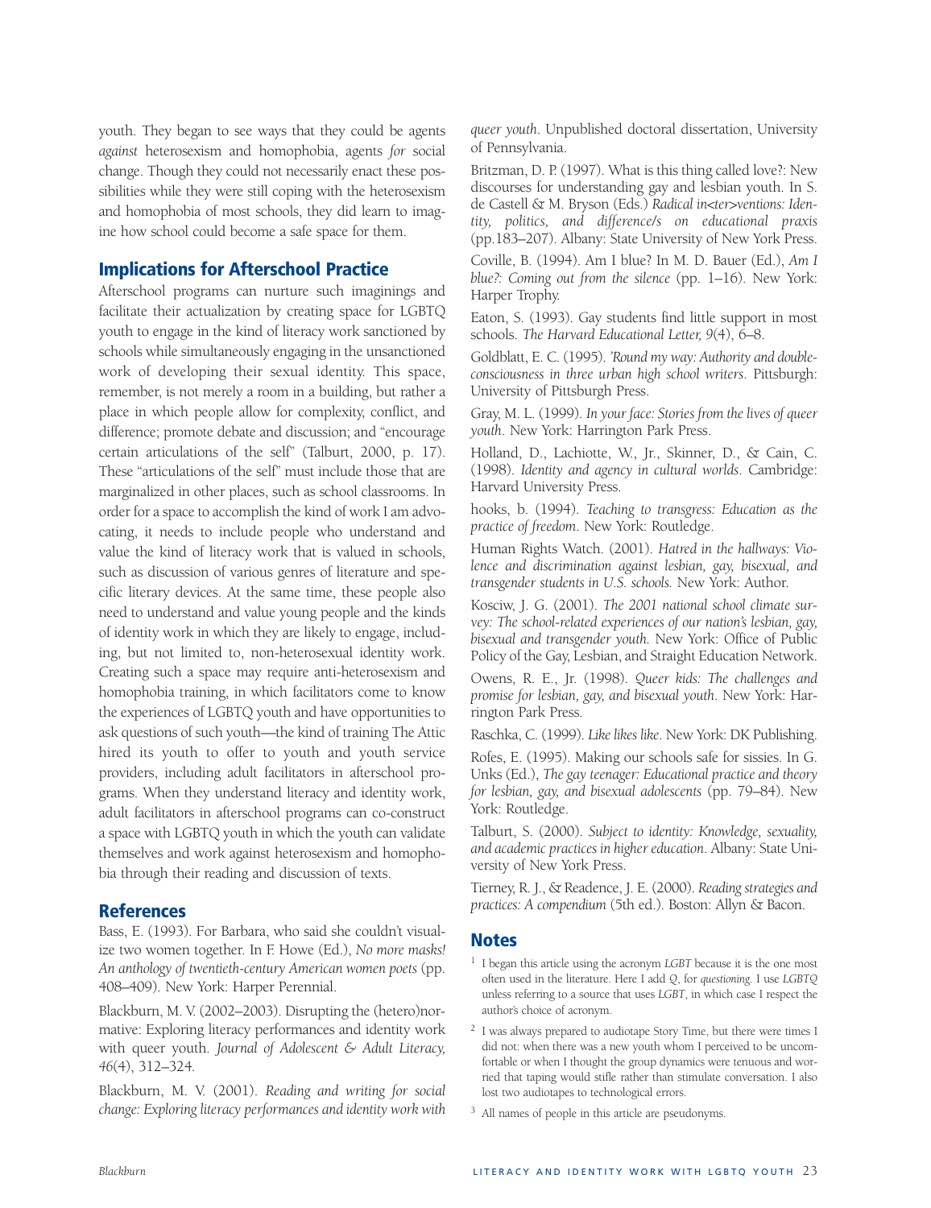youth. They began to see ways that they could be agents *against* heterosexism and homophobia, agents *for* social change. Though they could not necessarily enact these possibilities while they were still coping with the heterosexism and homophobia of most schools, they did learn to imagine how school could become a safe space for them.

## Implications for Afterschool Practice

Afterschool programs can nurture such imaginings and facilitate their actualization by creating space for LGBTQ youth to engage in the kind of literacy work sanctioned by schools while simultaneously engaging in the unsanctioned work of developing their sexual identity. This space, remember, is not merely a room in a building, but rather a place in which people allow for complexity, conflict, and difference; promote debate and discussion; and "encourage certain articulations of the self" (Talburt, 2000, p. 17). These "articulations of the self" must include those that are marginalized in other places, such as school classrooms. In order for a space to accomplish the kind of work I am advocating, it needs to include people who understand and value the kind of literacy work that is valued in schools, such as discussion of various genres of literature and specific literary devices. At the same time, these people also need to understand and value young people and the kinds of identity work in which they are likely to engage, including, but not limited to, non-heterosexual identity work. Creating such a space may require anti-heterosexism and homophobia training, in which facilitators come to know the experiences of LGBTQ youth and have opportunities to ask questions of such youth—the kind of training The Attic hired its youth to offer to youth and youth service providers, including adult facilitators in afterschool programs. When they understand literacy and identity work, adult facilitators in afterschool programs can co-construct a space with LGBTQ youth in which the youth can validate themselves and work against heterosexism and homophobia through their reading and discussion of texts.

## References

Bass, E. (1993). For Barbara, who said she couldn't visualize two women together. In F. Howe (Ed.), *No more masks! An anthology of twentieth-century American women poets* (pp. 408–409). New York: Harper Perennial.

Blackburn, M. V. (2002–2003). Disrupting the (hetero)normative: Exploring literacy performances and identity work with queer youth. *Journal of Adolescent & Adult Literacy, 46*(4), 312–324.

Blackburn, M. V. (2001). *Reading and writing for social change: Exploring literacy performances and identity work with queer youth*. Unpublished doctoral dissertation, University of Pennsylvania.

Britzman, D. P. (1997). What is this thing called love?: New discourses for understanding gay and lesbian youth. In S. de Castell & M. Bryson (Eds.) *Radical in<ter>ventions: Identity, politics, and difference/s on educational praxis* (pp.183–207). Albany: State University of New York Press.

Coville, B. (1994). Am I blue? In M. D. Bauer (Ed.), *Am I blue?: Coming out from the silence* (pp. 1–16). New York: Harper Trophy.

Eaton, S. (1993). Gay students find little support in most schools. *The Harvard Educational Letter, 9*(4), 6–8.

Goldblatt, E. C. (1995). *'Round my way: Authority and double-consciousness in three urban high school writers*. Pittsburgh: University of Pittsburgh Press.

Gray, M. L. (1999). *In your face: Stories from the lives of queer youth*. New York: Harrington Park Press.

Holland, D., Lachiotte, W., Jr., Skinner, D., & Cain, C. (1998). *Identity and agency in cultural worlds*. Cambridge: Harvard University Press.

hooks, b. (1994). *Teaching to transgress: Education as the practice of freedom*. New York: Routledge.

Human Rights Watch. (2001). *Hatred in the hallways: Violence and discrimination against lesbian, gay, bisexual, and transgender students in U.S. schools.* New York: Author.

Kosciw, J. G. (2001). *The 2001 national school climate survey: The school-related experiences of our nation's lesbian, gay, bisexual and transgender youth.* New York: Office of Public Policy of the Gay, Lesbian, and Straight Education Network.

Owens, R. E., Jr. (1998). *Queer kids: The challenges and promise for lesbian, gay, and bisexual youth*. New York: Harrington Park Press.

Raschka, C. (1999). *Like likes like*. New York: DK Publishing.

Rofes, E. (1995). Making our schools safe for sissies. In G. Unks (Ed.), *The gay teenager: Educational practice and theory for lesbian, gay, and bisexual adolescents* (pp. 79–84). New York: Routledge.

Talburt, S. (2000). *Subject to identity: Knowledge, sexuality, and academic practices in higher education*. Albany: State University of New York Press.

Tierney, R. J., & Readence, J. E. (2000). *Reading strategies and practices: A compendium* (5th ed.). Boston: Allyn & Bacon.

## Notes

[1] I began this article using the acronym *LGBT* because it is the one most often used in the literature. Here I add *Q*, for *questioning*. I use *LGBTQ* unless referring to a source that uses *LGBT*, in which case I respect the author's choice of acronym.

[2] I was always prepared to audiotape Story Time, but there were times I did not: when there was a new youth whom I perceived to be uncomfortable or when I thought the group dynamics were tenuous and worried that taping would stifle rather than stimulate conversation. I also lost two audiotapes to technological errors.

[3] All names of people in this article are pseudonyms.